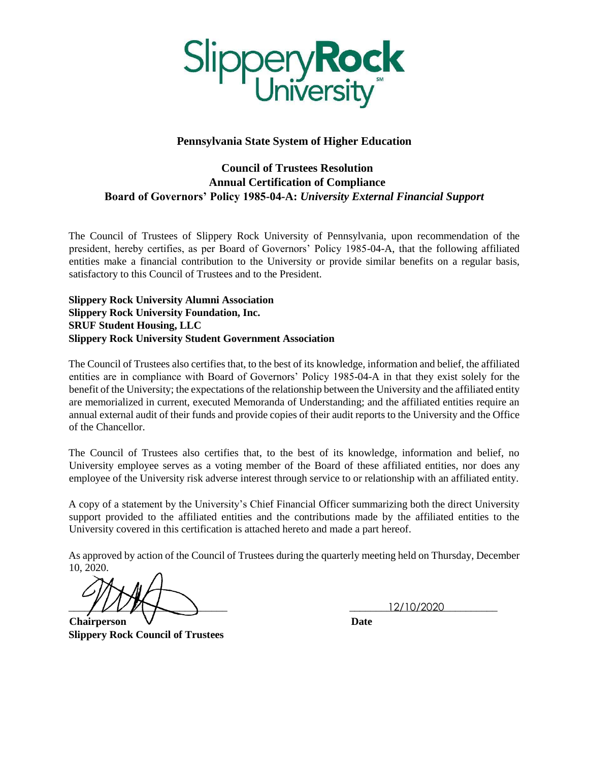Slippery Rock University

**Pennsylvania State System of Higher Education**

## Council of Trustees Resolution
## Annual Certification of Compliance
## Board of Governors' Policy 1985-04-A: *University External Financial Support*

The Council of Trustees of Slippery Rock University of Pennsylvania, upon recommendation of the president, hereby certifies, as per Board of Governors' Policy 1985-04-A, that the following affiliated entities make a financial contribution to the University or provide similar benefits on a regular basis, satisfactory to this Council of Trustees and to the President.

**Slippery Rock University Alumni Association**
**Slippery Rock University Foundation, Inc.**
**SRUF Student Housing, LLC**
**Slippery Rock University Student Government Association**

The Council of Trustees also certifies that, to the best of its knowledge, information and belief, the affiliated entities are in compliance with Board of Governors' Policy 1985-04-A in that they exist solely for the benefit of the University; the expectations of the relationship between the University and the affiliated entity are memorialized in current, executed Memoranda of Understanding; and the affiliated entities require an annual external audit of their funds and provide copies of their audit reports to the University and the Office of the Chancellor.

The Council of Trustees also certifies that, to the best of its knowledge, information and belief, no University employee serves as a voting member of the Board of these affiliated entities, nor does any employee of the University risk adverse interest through service to or relationship with an affiliated entity.

A copy of a statement by the University's Chief Financial Officer summarizing both the direct University support provided to the affiliated entities and the contributions made by the affiliated entities to the University covered in this certification is attached hereto and made a part hereof.

As approved by action of the Council of Trustees during the quarterly meeting held on Thursday, December 10, 2020.

**Chairperson**
**Slippery Rock Council of Trustees**

12/10/2020
**Date**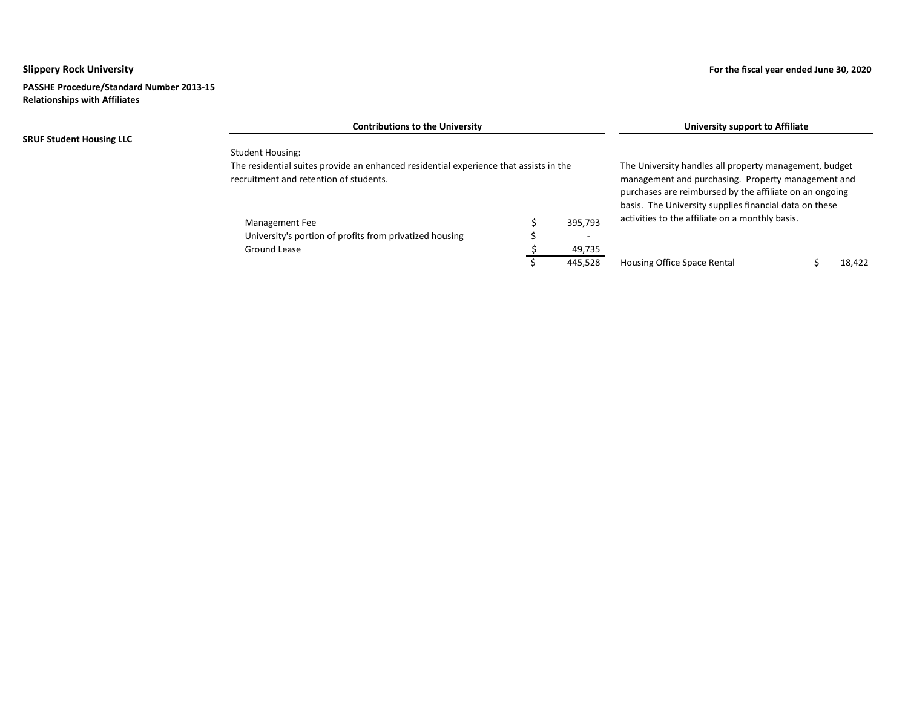**Slippery Rock University**

**For the fiscal year ended June 30, 2020**

**PASSHE Procedure/Standard Number 2013-15**
**Relationships with Affiliates**

| | Contributions to the University | | University support to Affiliate | |
|---|---|---|---|---|
| **SRUF Student Housing LLC** | Student Housing: The residential suites provide an enhanced residential experience that assists in the recruitment and retention of students. | | The University handles all property management, budget management and purchasing. Property management and purchases are reimbursed by the affiliate on an ongoing basis. The University supplies financial data on these activities to the affiliate on a monthly basis. | |
| | Management Fee | $ 395,793 | | |
| | University's portion of profits from privatized housing | $ - | | |
| | Ground Lease | $ 49,735 | | |
| | | $ 445,528 | Housing Office Space Rental | $ 18,422 |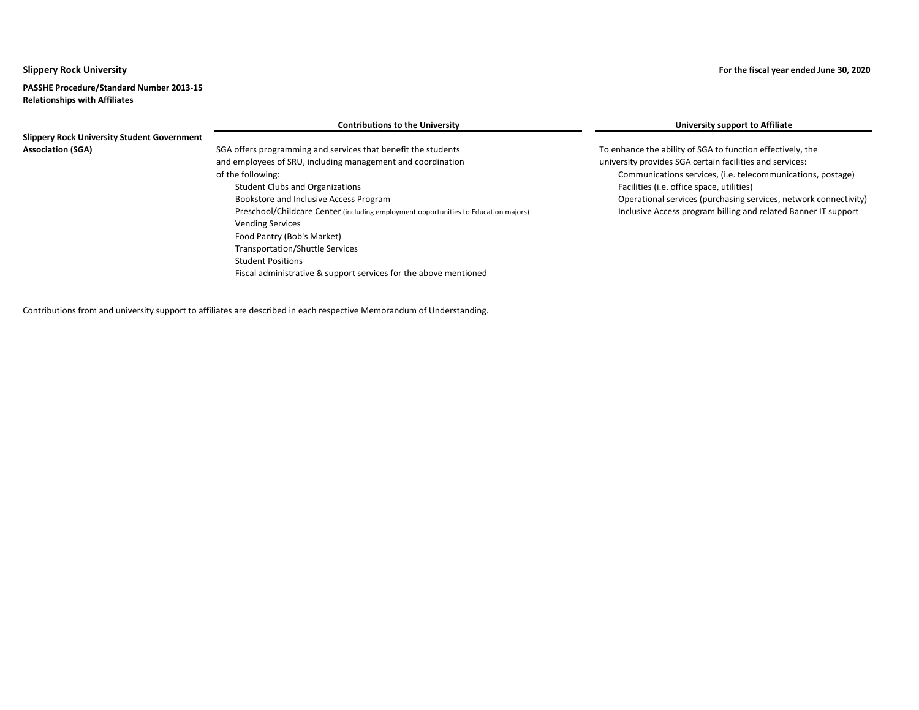**Slippery Rock University**

**For the fiscal year ended June 30, 2020**

**PASSHE Procedure/Standard Number 2013-15**
**Relationships with Affiliates**

| | Contributions to the University | University support to Affiliate |
|---|---|---|
| **Slippery Rock University Student Government Association (SGA)** | SGA offers programming and services that benefit the students and employees of SRU, including management and coordination of the following:<br>Student Clubs and Organizations<br>Bookstore and Inclusive Access Program<br>Preschool/Childcare Center (including employment opportunities to Education majors)<br>Vending Services<br>Food Pantry (Bob's Market)<br>Transportation/Shuttle Services<br>Student Positions<br>Fiscal administrative & support services for the above mentioned | To enhance the ability of SGA to function effectively, the university provides SGA certain facilities and services:<br>Communications services, (i.e. telecommunications, postage)<br>Facilities (i.e. office space, utilities)<br>Operational services (purchasing services, network connectivity)<br>Inclusive Access program billing and related Banner IT support |

Contributions from and university support to affiliates are described in each respective Memorandum of Understanding.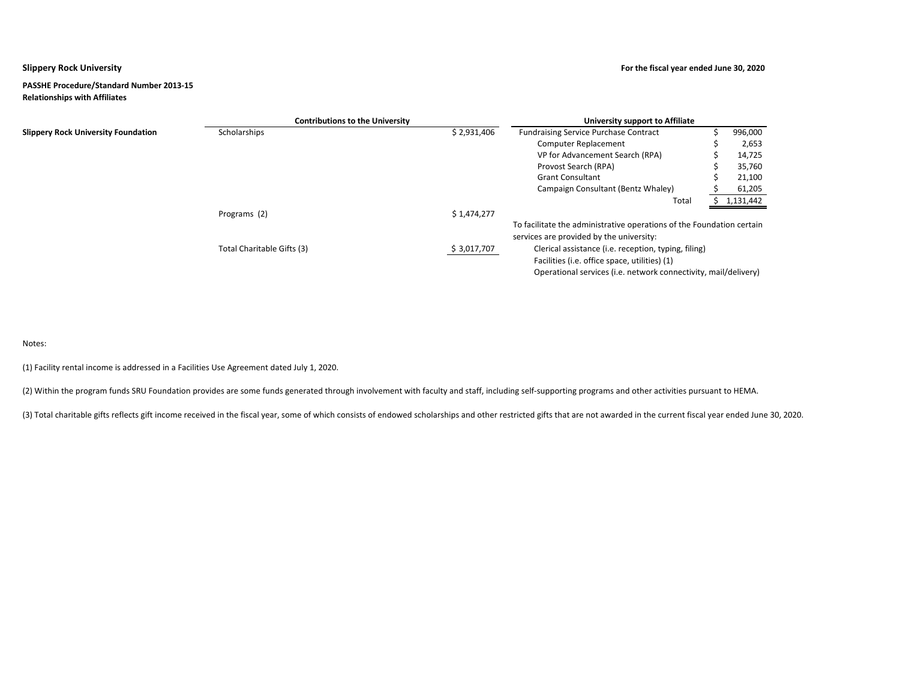**Slippery Rock University**

**For the fiscal year ended June 30, 2020**

**PASSHE Procedure/Standard Number 2013-15**
**Relationships with Affiliates**

| | Contributions to the University | | University support to Affiliate | |
|---|---|---|---|---|
| **Slippery Rock University Foundation** | Scholarships | $ 2,931,406 | Fundraising Service Purchase Contract | $ 996,000 |
| | | | Computer Replacement | $ 2,653 |
| | | | VP for Advancement Search (RPA) | $ 14,725 |
| | | | Provost Search (RPA) | $ 35,760 |
| | | | Grant Consultant | $ 21,100 |
| | | | Campaign Consultant (Bentz Whaley) | $ 61,205 |
| | | | Total | $ 1,131,442 |
| | Programs (2) | $ 1,474,277 | | |
| | Total Charitable Gifts (3) | $ 3,017,707 | | |

To facilitate the administrative operations of the Foundation certain services are provided by the university:

- Clerical assistance (i.e. reception, typing, filing)
- Facilities (i.e. office space, utilities) (1)
- Operational services (i.e. network connectivity, mail/delivery)

Notes:

(1) Facility rental income is addressed in a Facilities Use Agreement dated July 1, 2020.

(2) Within the program funds SRU Foundation provides are some funds generated through involvement with faculty and staff, including self-supporting programs and other activities pursuant to HEMA.

(3) Total charitable gifts reflects gift income received in the fiscal year, some of which consists of endowed scholarships and other restricted gifts that are not awarded in the current fiscal year ended June 30, 2020.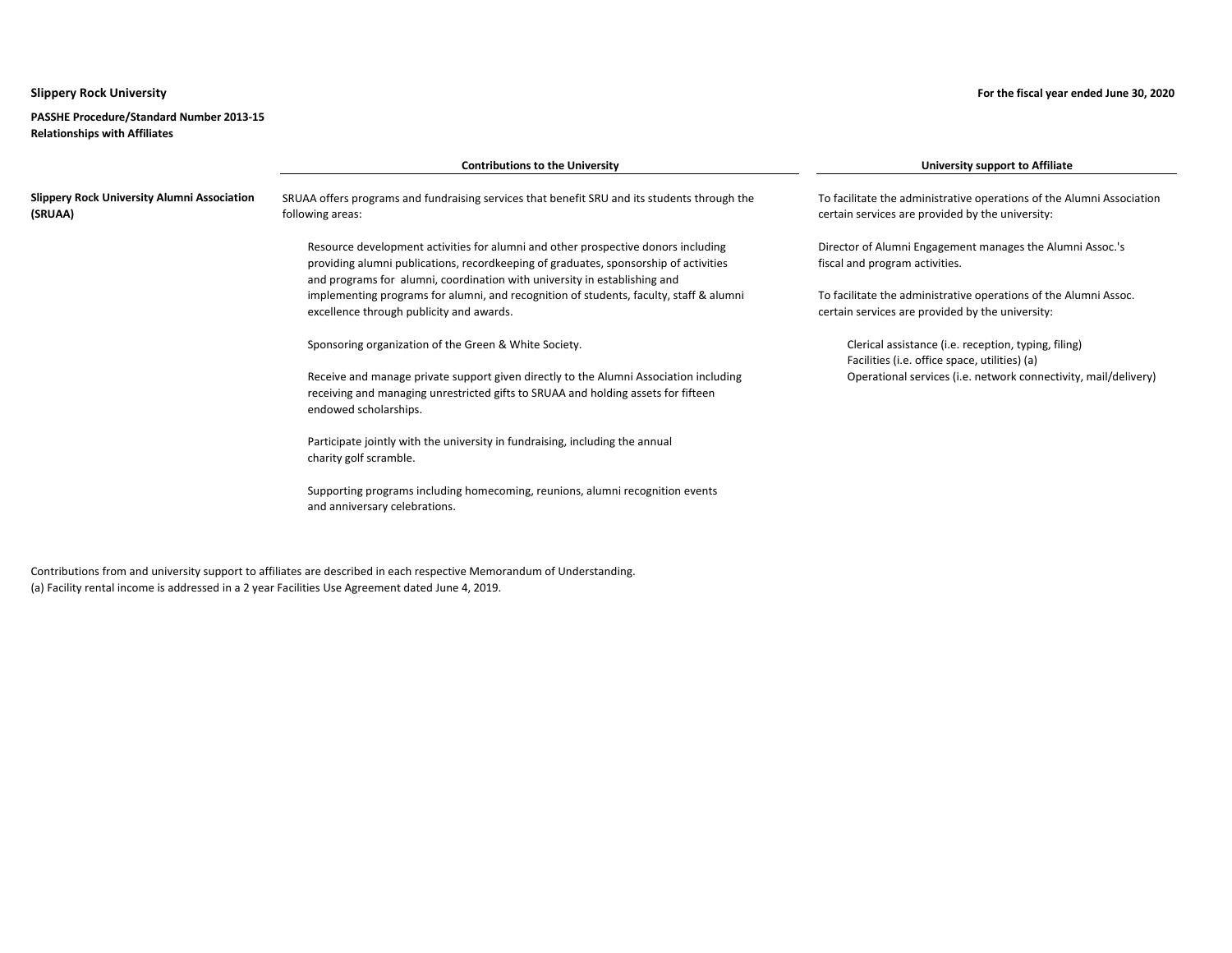**Slippery Rock University**

**For the fiscal year ended June 30, 2020**

**PASSHE Procedure/Standard Number 2013-15**
**Relationships with Affiliates**

| | Contributions to the University | University support to Affiliate |
|---|---|---|
| **Slippery Rock University Alumni Association (SRUAA)** | SRUAA offers programs and fundraising services that benefit SRU and its students through the following areas:<br><br>Resource development activities for alumni and other prospective donors including providing alumni publications, recordkeeping of graduates, sponsorship of activities and programs for alumni, coordination with university in establishing and implementing programs for alumni, and recognition of students, faculty, staff & alumni excellence through publicity and awards.<br><br>Sponsoring organization of the Green & White Society.<br><br>Receive and manage private support given directly to the Alumni Association including receiving and managing unrestricted gifts to SRUAA and holding assets for fifteen endowed scholarships.<br><br>Participate jointly with the university in fundraising, including the annual charity golf scramble.<br><br>Supporting programs including homecoming, reunions, alumni recognition events and anniversary celebrations. | To facilitate the administrative operations of the Alumni Association certain services are provided by the university:<br><br>Director of Alumni Engagement manages the Alumni Assoc.'s fiscal and program activities.<br><br>To facilitate the administrative operations of the Alumni Assoc. certain services are provided by the university:<br><br>Clerical assistance (i.e. reception, typing, filing)<br>Facilities (i.e. office space, utilities) (a)<br>Operational services (i.e. network connectivity, mail/delivery) |

Contributions from and university support to affiliates are described in each respective Memorandum of Understanding.
(a) Facility rental income is addressed in a 2 year Facilities Use Agreement dated June 4, 2019.